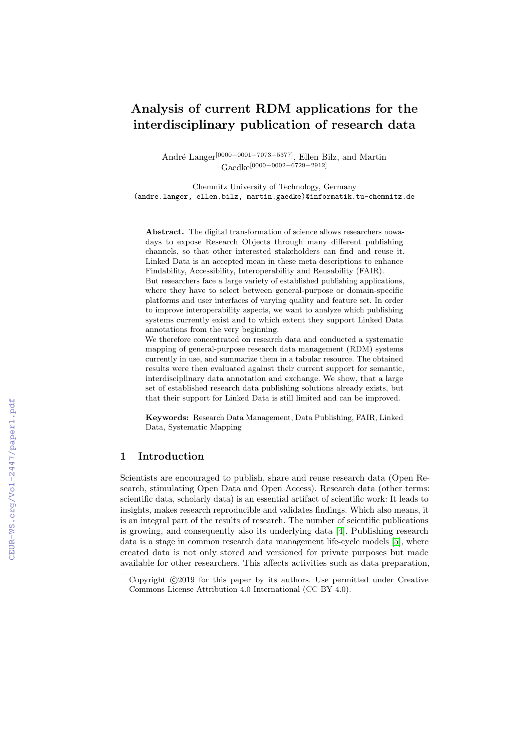# Analysis of current RDM applications for the interdisciplinary publication of research data

André Langer[0000-0001-7073-5377], Ellen Bilz, and Martin Gaedke[0000-0002-6729-2912]

Chemnitz University of Technology, Germany
(andre.langer, ellen.bilz, martin.gaedke)@informatik.tu-chemnitz.de

**Abstract.** The digital transformation of science allows researchers nowadays to expose Research Objects through many different publishing channels, so that other interested stakeholders can find and reuse it. Linked Data is an accepted mean in these meta descriptions to enhance Findability, Accessibility, Interoperability and Reusability (FAIR).
But researchers face a large variety of established publishing applications, where they have to select between general-purpose or domain-specific platforms and user interfaces of varying quality and feature set. In order to improve interoperability aspects, we want to analyze which publishing systems currently exist and to which extent they support Linked Data annotations from the very beginning.
We therefore concentrated on research data and conducted a systematic mapping of general-purpose research data management (RDM) systems currently in use, and summarize them in a tabular resource. The obtained results were then evaluated against their current support for semantic, interdisciplinary data annotation and exchange. We show, that a large set of established research data publishing solutions already exists, but that their support for Linked Data is still limited and can be improved.

**Keywords:** Research Data Management, Data Publishing, FAIR, Linked Data, Systematic Mapping

## 1 Introduction

Scientists are encouraged to publish, share and reuse research data (Open Research, stimulating Open Data and Open Access). Research data (other terms: scientific data, scholarly data) is an essential artifact of scientific work: It leads to insights, makes research reproducible and validates findings. Which also means, it is an integral part of the results of research. The number of scientific publications is growing, and consequently also its underlying data [4]. Publishing research data is a stage in common research data management life-cycle models [5], where created data is not only stored and versioned for private purposes but made available for other researchers. This affects activities such as data preparation,

Copyright ©2019 for this paper by its authors. Use permitted under Creative Commons License Attribution 4.0 International (CC BY 4.0).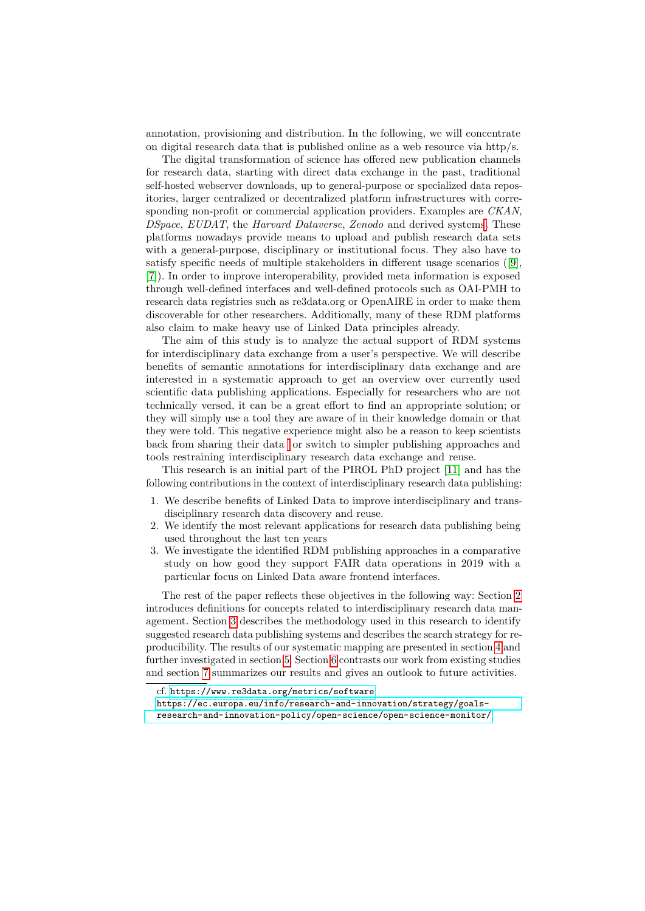annotation, provisioning and distribution. In the following, we will concentrate on digital research data that is published online as a web resource via http/s.

The digital transformation of science has offered new publication channels for research data, starting with direct data exchange in the past, traditional self-hosted webserver downloads, up to general-purpose or specialized data repositories, larger centralized or decentralized platform infrastructures with corresponding non-profit or commercial application providers. Examples are *CKAN*, *DSpace*, *EUDAT*, the *Harvard Dataverse*, *Zenodo* and derived systems[1]. These platforms nowadays provide means to upload and publish research data sets with a general-purpose, disciplinary or institutional focus. They also have to satisfy specific needs of multiple stakeholders in different usage scenarios ([9], [7]). In order to improve interoperability, provided meta information is exposed through well-defined interfaces and well-defined protocols such as OAI-PMH to research data registries such as re3data.org or OpenAIRE in order to make them discoverable for other researchers. Additionally, many of these RDM platforms also claim to make heavy use of Linked Data principles already.

The aim of this study is to analyze the actual support of RDM systems for interdisciplinary data exchange from a user's perspective. We will describe benefits of semantic annotations for interdisciplinary data exchange and are interested in a systematic approach to get an overview over currently used scientific data publishing applications. Especially for researchers who are not technically versed, it can be a great effort to find an appropriate solution; or they will simply use a tool they are aware of in their knowledge domain or that they were told. This negative experience might also be a reason to keep scientists back from sharing their data[2] or switch to simpler publishing approaches and tools restraining interdisciplinary research data exchange and reuse.

This research is an initial part of the PIROL PhD project [11] and has the following contributions in the context of interdisciplinary research data publishing:

1. We describe benefits of Linked Data to improve interdisciplinary and transdisciplinary research data discovery and reuse.
2. We identify the most relevant applications for research data publishing being used throughout the last ten years
3. We investigate the identified RDM publishing approaches in a comparative study on how good they support FAIR data operations in 2019 with a particular focus on Linked Data aware frontend interfaces.

The rest of the paper reflects these objectives in the following way: Section 2 introduces definitions for concepts related to interdisciplinary research data management. Section 3 describes the methodology used in this research to identify suggested research data publishing systems and describes the search strategy for reproducibility. The results of our systematic mapping are presented in section 4 and further investigated in section 5. Section 6 contrasts our work from existing studies and section 7 summarizes our results and gives an outlook to future activities.

---

[1] cf. https://www.re3data.org/metrics/software

[2] https://ec.europa.eu/info/research-and-innovation/strategy/goals-research-and-innovation-policy/open-science/open-science-monitor/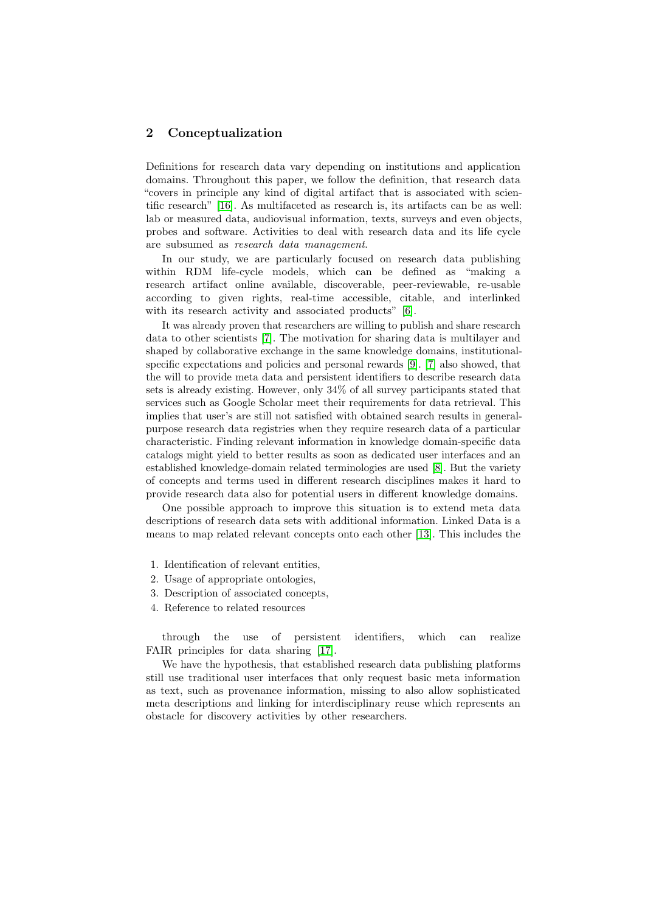## 2 Conceptualization

Definitions for research data vary depending on institutions and application domains. Throughout this paper, we follow the definition, that research data "covers in principle any kind of digital artifact that is associated with scientific research" [16]. As multifaceted as research is, its artifacts can be as well: lab or measured data, audiovisual information, texts, surveys and even objects, probes and software. Activities to deal with research data and its life cycle are subsumed as *research data management*.

In our study, we are particularly focused on research data publishing within RDM life-cycle models, which can be defined as "making a research artifact online available, discoverable, peer-reviewable, re-usable according to given rights, real-time accessible, citable, and interlinked with its research activity and associated products" [6].

It was already proven that researchers are willing to publish and share research data to other scientists [7]. The motivation for sharing data is multilayer and shaped by collaborative exchange in the same knowledge domains, institutional-specific expectations and policies and personal rewards [9]. [7] also showed, that the will to provide meta data and persistent identifiers to describe research data sets is already existing. However, only 34% of all survey participants stated that services such as Google Scholar meet their requirements for data retrieval. This implies that user's are still not satisfied with obtained search results in general-purpose research data registries when they require research data of a particular characteristic. Finding relevant information in knowledge domain-specific data catalogs might yield to better results as soon as dedicated user interfaces and an established knowledge-domain related terminologies are used [8]. But the variety of concepts and terms used in different research disciplines makes it hard to provide research data also for potential users in different knowledge domains.

One possible approach to improve this situation is to extend meta data descriptions of research data sets with additional information. Linked Data is a means to map related relevant concepts onto each other [13]. This includes the

1. Identification of relevant entities,
2. Usage of appropriate ontologies,
3. Description of associated concepts,
4. Reference to related resources

through the use of persistent identifiers, which can realize FAIR principles for data sharing [17].

We have the hypothesis, that established research data publishing platforms still use traditional user interfaces that only request basic meta information as text, such as provenance information, missing to also allow sophisticated meta descriptions and linking for interdisciplinary reuse which represents an obstacle for discovery activities by other researchers.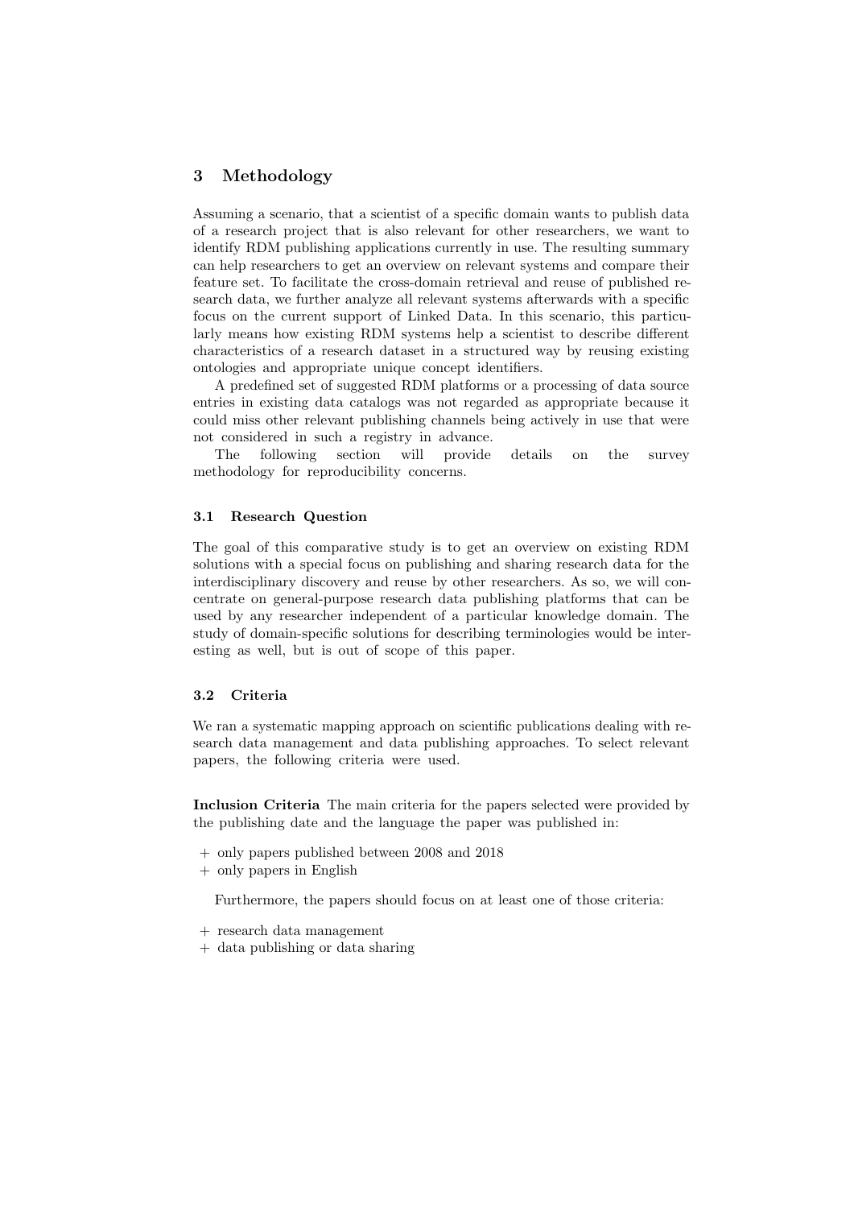## 3 Methodology

Assuming a scenario, that a scientist of a specific domain wants to publish data of a research project that is also relevant for other researchers, we want to identify RDM publishing applications currently in use. The resulting summary can help researchers to get an overview on relevant systems and compare their feature set. To facilitate the cross-domain retrieval and reuse of published research data, we further analyze all relevant systems afterwards with a specific focus on the current support of Linked Data. In this scenario, this particularly means how existing RDM systems help a scientist to describe different characteristics of a research dataset in a structured way by reusing existing ontologies and appropriate unique concept identifiers.

A predefined set of suggested RDM platforms or a processing of data source entries in existing data catalogs was not regarded as appropriate because it could miss other relevant publishing channels being actively in use that were not considered in such a registry in advance.

The following section will provide details on the survey methodology for reproducibility concerns.

### 3.1 Research Question

The goal of this comparative study is to get an overview on existing RDM solutions with a special focus on publishing and sharing research data for the interdisciplinary discovery and reuse by other researchers. As so, we will concentrate on general-purpose research data publishing platforms that can be used by any researcher independent of a particular knowledge domain. The study of domain-specific solutions for describing terminologies would be interesting as well, but is out of scope of this paper.

### 3.2 Criteria

We ran a systematic mapping approach on scientific publications dealing with research data management and data publishing approaches. To select relevant papers, the following criteria were used.

**Inclusion Criteria** The main criteria for the papers selected were provided by the publishing date and the language the paper was published in:

+ only papers published between 2008 and 2018
+ only papers in English

Furthermore, the papers should focus on at least one of those criteria:

+ research data management
+ data publishing or data sharing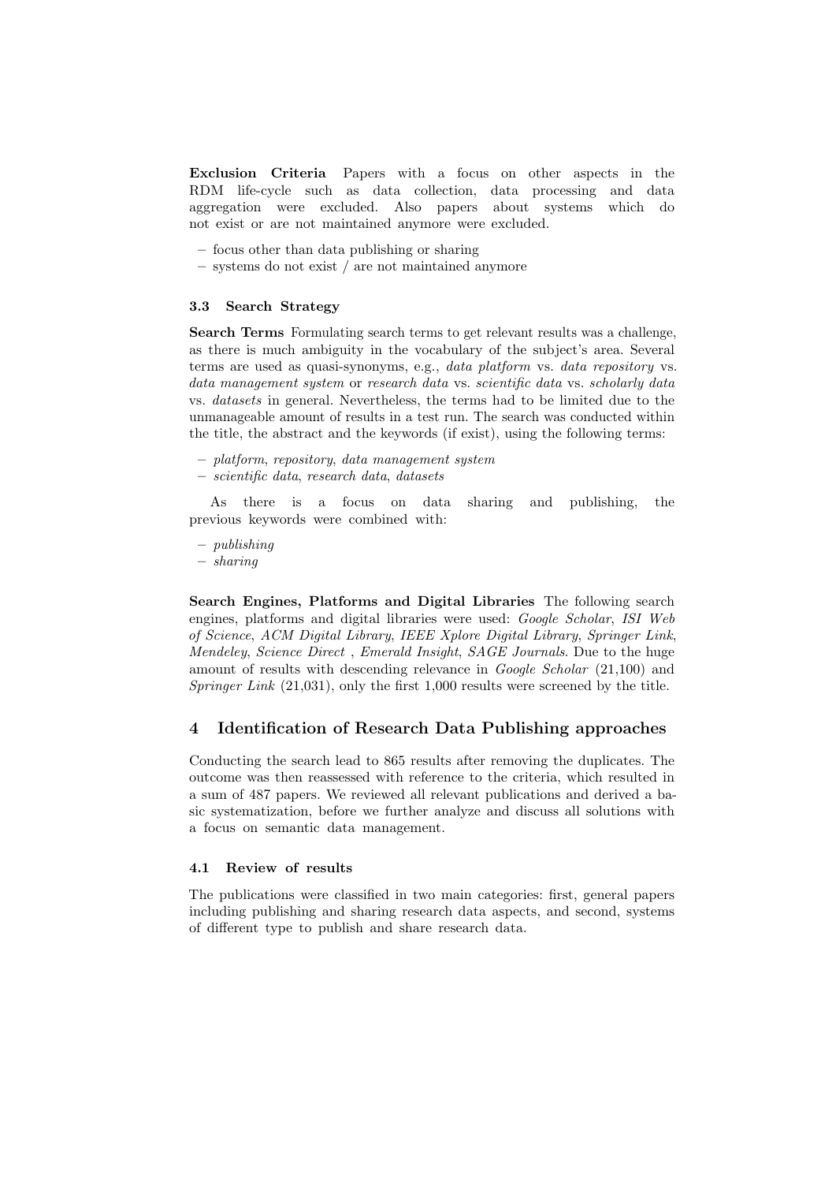**Exclusion Criteria** Papers with a focus on other aspects in the RDM life-cycle such as data collection, data processing and data aggregation were excluded. Also papers about systems which do not exist or are not maintained anymore were excluded.

- focus other than data publishing or sharing
- systems do not exist / are not maintained anymore

### 3.3 Search Strategy

**Search Terms** Formulating search terms to get relevant results was a challenge, as there is much ambiguity in the vocabulary of the subject's area. Several terms are used as quasi-synonyms, e.g., *data platform* vs. *data repository* vs. *data management system* or *research data* vs. *scientific data* vs. *scholarly data* vs. *datasets* in general. Nevertheless, the terms had to be limited due to the unmanageable amount of results in a test run. The search was conducted within the title, the abstract and the keywords (if exist), using the following terms:

- *platform*, *repository*, *data management system*
- *scientific data*, *research data*, *datasets*

As there is a focus on data sharing and publishing, the previous keywords were combined with:

- *publishing*
- *sharing*

**Search Engines, Platforms and Digital Libraries** The following search engines, platforms and digital libraries were used: *Google Scholar*, *ISI Web of Science*, *ACM Digital Library*, *IEEE Xplore Digital Library*, *Springer Link*, *Mendeley*, *Science Direct* , *Emerald Insight*, *SAGE Journals*. Due to the huge amount of results with descending relevance in *Google Scholar* (21,100) and *Springer Link* (21,031), only the first 1,000 results were screened by the title.

## 4 Identification of Research Data Publishing approaches

Conducting the search lead to 865 results after removing the duplicates. The outcome was then reassessed with reference to the criteria, which resulted in a sum of 487 papers. We reviewed all relevant publications and derived a basic systematization, before we further analyze and discuss all solutions with a focus on semantic data management.

### 4.1 Review of results

The publications were classified in two main categories: first, general papers including publishing and sharing research data aspects, and second, systems of different type to publish and share research data.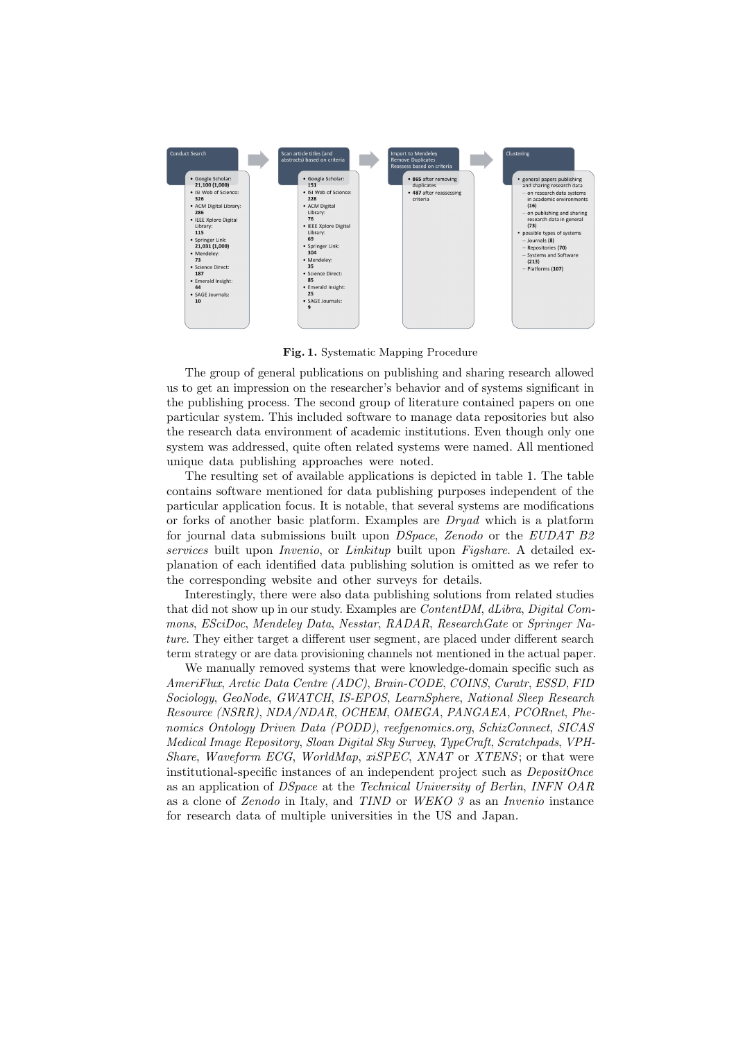**Fig. 1.** Systematic Mapping Procedure

The group of general publications on publishing and sharing research allowed us to get an impression on the researcher's behavior and of systems significant in the publishing process. The second group of literature contained papers on one particular system. This included software to manage data repositories but also the research data environment of academic institutions. Even though only one system was addressed, quite often related systems were named. All mentioned unique data publishing approaches were noted.

The resulting set of available applications is depicted in table 1. The table contains software mentioned for data publishing purposes independent of the particular application focus. It is notable, that several systems are modifications or forks of another basic platform. Examples are *Dryad* which is a platform for journal data submissions built upon *DSpace*, *Zenodo* or the *EUDAT B2 services* built upon *Invenio*, or *Linkitup* built upon *Figshare*. A detailed explanation of each identified data publishing solution is omitted as we refer to the corresponding website and other surveys for details.

Interestingly, there were also data publishing solutions from related studies that did not show up in our study. Examples are *ContentDM*, *dLibra*, *Digital Commons*, *ESciDoc*, *Mendeley Data*, *Nesstar*, *RADAR*, *ResearchGate* or *Springer Nature*. They either target a different user segment, are placed under different search term strategy or are data provisioning channels not mentioned in the actual paper.

We manually removed systems that were knowledge-domain specific such as *AmeriFlux*, *Arctic Data Centre (ADC)*, *Brain-CODE*, *COINS*, *Curatr*, *ESSD*, *FID Sociology*, *GeoNode*, *GWATCH*, *IS-EPOS*, *LearnSphere*, *National Sleep Research Resource (NSRR)*, *NDA/NDAR*, *OCHEM*, *OMEGA*, *PANGAEA*, *PCORnet*, *Phenomics Ontology Driven Data (PODD)*, *reefgenomics.org*, *SchizConnect*, *SICAS Medical Image Repository*, *Sloan Digital Sky Survey*, *TypeCraft*, *Scratchpads*, *VPH-Share*, *Waveform ECG*, *WorldMap*, *xiSPEC*, *XNAT* or *XTENS*; or that were institutional-specific instances of an independent project such as *DepositOnce* as an application of *DSpace* at the *Technical University of Berlin*, *INFN OAR* as a clone of *Zenodo* in Italy, and *TIND* or *WEKO 3* as an *Invenio* instance for research data of multiple universities in the US and Japan.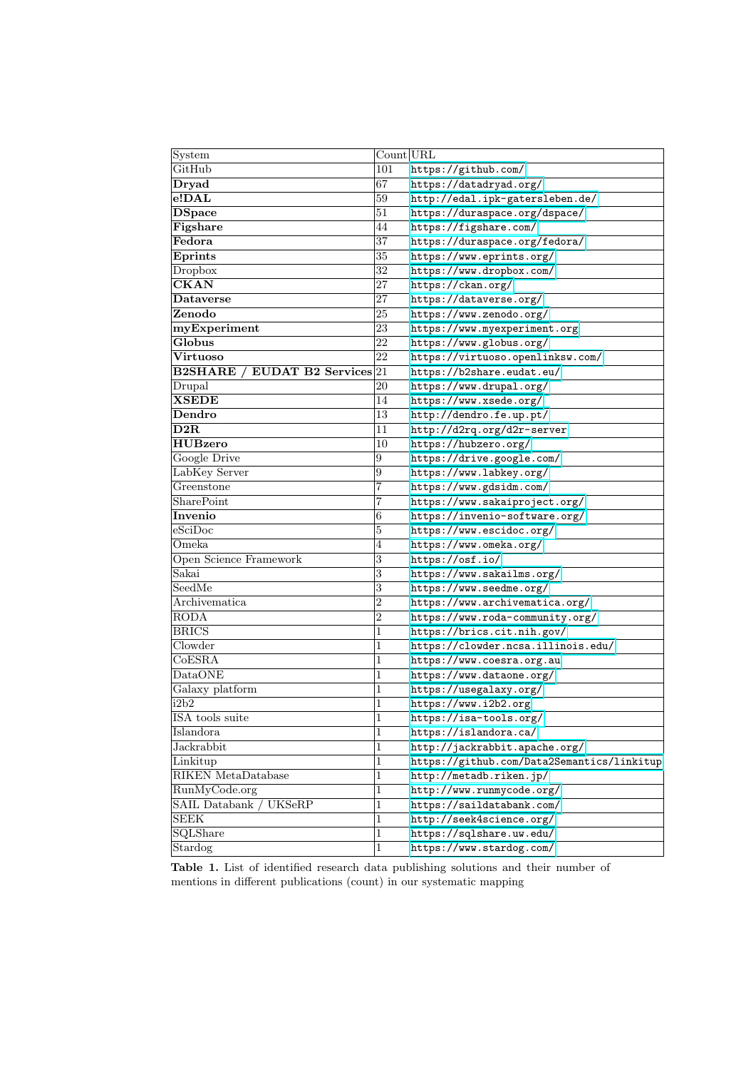| System | Count | URL |
|---|---|---|
| GitHub | 101 | https://github.com/ |
| **Dryad** | 67 | https://datadryad.org/ |
| **e!DAL** | 59 | http://edal.ipk-gatersleben.de/ |
| **DSpace** | 51 | https://duraspace.org/dspace/ |
| **Figshare** | 44 | https://figshare.com/ |
| **Fedora** | 37 | https://duraspace.org/fedora/ |
| **Eprints** | 35 | https://www.eprints.org/ |
| Dropbox | 32 | https://www.dropbox.com/ |
| **CKAN** | 27 | https://ckan.org/ |
| **Dataverse** | 27 | https://dataverse.org/ |
| **Zenodo** | 25 | https://www.zenodo.org/ |
| **myExperiment** | 23 | https://www.myexperiment.org |
| **Globus** | 22 | https://www.globus.org/ |
| **Virtuoso** | 22 | https://virtuoso.openlinksw.com/ |
| **B2SHARE / EUDAT B2 Services** | 21 | https://b2share.eudat.eu/ |
| Drupal | 20 | https://www.drupal.org/ |
| **XSEDE** | 14 | https://www.xsede.org/ |
| **Dendro** | 13 | http://dendro.fe.up.pt/ |
| **D2R** | 11 | http://d2rq.org/d2r-server |
| **HUBzero** | 10 | https://hubzero.org/ |
| Google Drive | 9 | https://drive.google.com/ |
| LabKey Server | 9 | https://www.labkey.org/ |
| Greenstone | 7 | https://www.gdsidm.com/ |
| SharePoint | 7 | https://www.sakaiproject.org/ |
| **Invenio** | 6 | https://invenio-software.org/ |
| eSciDoc | 5 | https://www.escidoc.org/ |
| Omeka | 4 | https://www.omeka.org/ |
| Open Science Framework | 3 | https://osf.io/ |
| Sakai | 3 | https://www.sakailms.org/ |
| SeedMe | 3 | https://www.seedme.org/ |
| Archivematica | 2 | https://www.archivematica.org/ |
| RODA | 2 | https://www.roda-community.org/ |
| BRICS | 1 | https://brics.cit.nih.gov/ |
| Clowder | 1 | https://clowder.ncsa.illinois.edu/ |
| CoESRA | 1 | https://www.coesra.org.au |
| DataONE | 1 | https://www.dataone.org/ |
| Galaxy platform | 1 | https://usegalaxy.org/ |
| i2b2 | 1 | https://www.i2b2.org |
| ISA tools suite | 1 | https://isa-tools.org/ |
| Islandora | 1 | https://islandora.ca/ |
| Jackrabbit | 1 | http://jackrabbit.apache.org/ |
| Linkitup | 1 | https://github.com/Data2Semantics/linkitup |
| RIKEN MetaDatabase | 1 | http://metadb.riken.jp/ |
| RunMyCode.org | 1 | http://www.runmycode.org/ |
| SAIL Databank / UKSeRP | 1 | https://saildatabank.com/ |
| SEEK | 1 | http://seek4science.org/ |
| SQLShare | 1 | https://sqlshare.uw.edu/ |
| Stardog | 1 | https://www.stardog.com/ |

**Table 1.** List of identified research data publishing solutions and their number of mentions in different publications (count) in our systematic mapping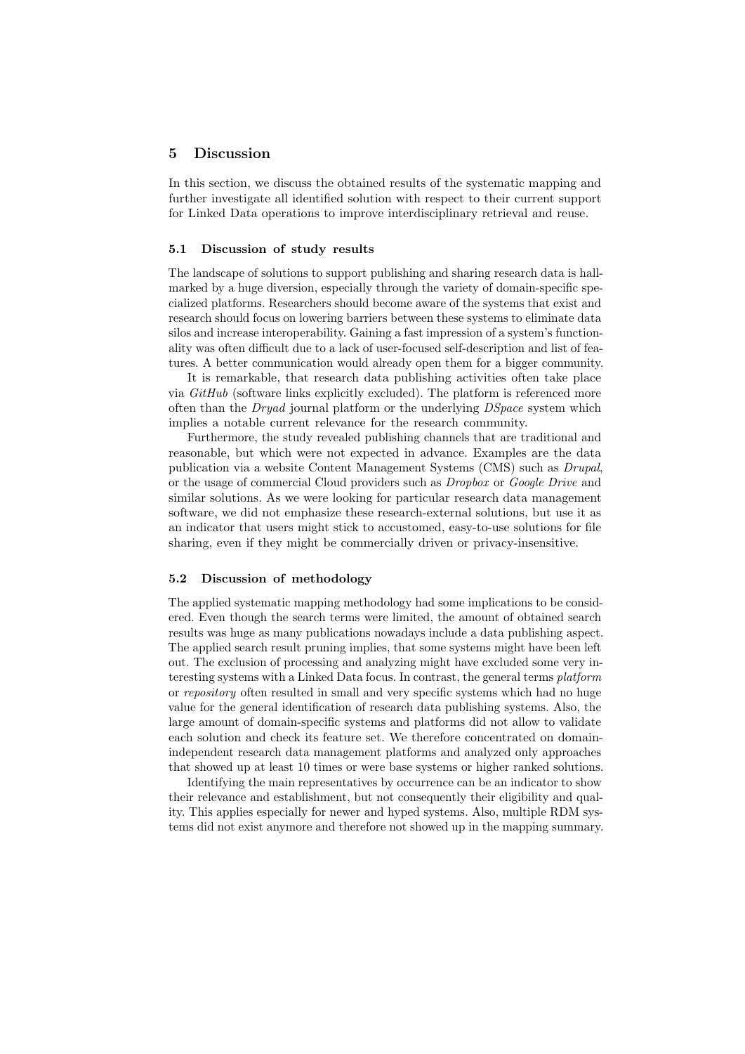## 5 Discussion

In this section, we discuss the obtained results of the systematic mapping and further investigate all identified solution with respect to their current support for Linked Data operations to improve interdisciplinary retrieval and reuse.

### 5.1 Discussion of study results

The landscape of solutions to support publishing and sharing research data is hallmarked by a huge diversion, especially through the variety of domain-specific specialized platforms. Researchers should become aware of the systems that exist and research should focus on lowering barriers between these systems to eliminate data silos and increase interoperability. Gaining a fast impression of a system's functionality was often difficult due to a lack of user-focused self-description and list of features. A better communication would already open them for a bigger community.

It is remarkable, that research data publishing activities often take place via *GitHub* (software links explicitly excluded). The platform is referenced more often than the *Dryad* journal platform or the underlying *DSpace* system which implies a notable current relevance for the research community.

Furthermore, the study revealed publishing channels that are traditional and reasonable, but which were not expected in advance. Examples are the data publication via a website Content Management Systems (CMS) such as *Drupal*, or the usage of commercial Cloud providers such as *Dropbox* or *Google Drive* and similar solutions. As we were looking for particular research data management software, we did not emphasize these research-external solutions, but use it as an indicator that users might stick to accustomed, easy-to-use solutions for file sharing, even if they might be commercially driven or privacy-insensitive.

### 5.2 Discussion of methodology

The applied systematic mapping methodology had some implications to be considered. Even though the search terms were limited, the amount of obtained search results was huge as many publications nowadays include a data publishing aspect. The applied search result pruning implies, that some systems might have been left out. The exclusion of processing and analyzing might have excluded some very interesting systems with a Linked Data focus. In contrast, the general terms *platform* or *repository* often resulted in small and very specific systems which had no huge value for the general identification of research data publishing systems. Also, the large amount of domain-specific systems and platforms did not allow to validate each solution and check its feature set. We therefore concentrated on domain-independent research data management platforms and analyzed only approaches that showed up at least 10 times or were base systems or higher ranked solutions.

Identifying the main representatives by occurrence can be an indicator to show their relevance and establishment, but not consequently their eligibility and quality. This applies especially for newer and hyped systems. Also, multiple RDM systems did not exist anymore and therefore not showed up in the mapping summary.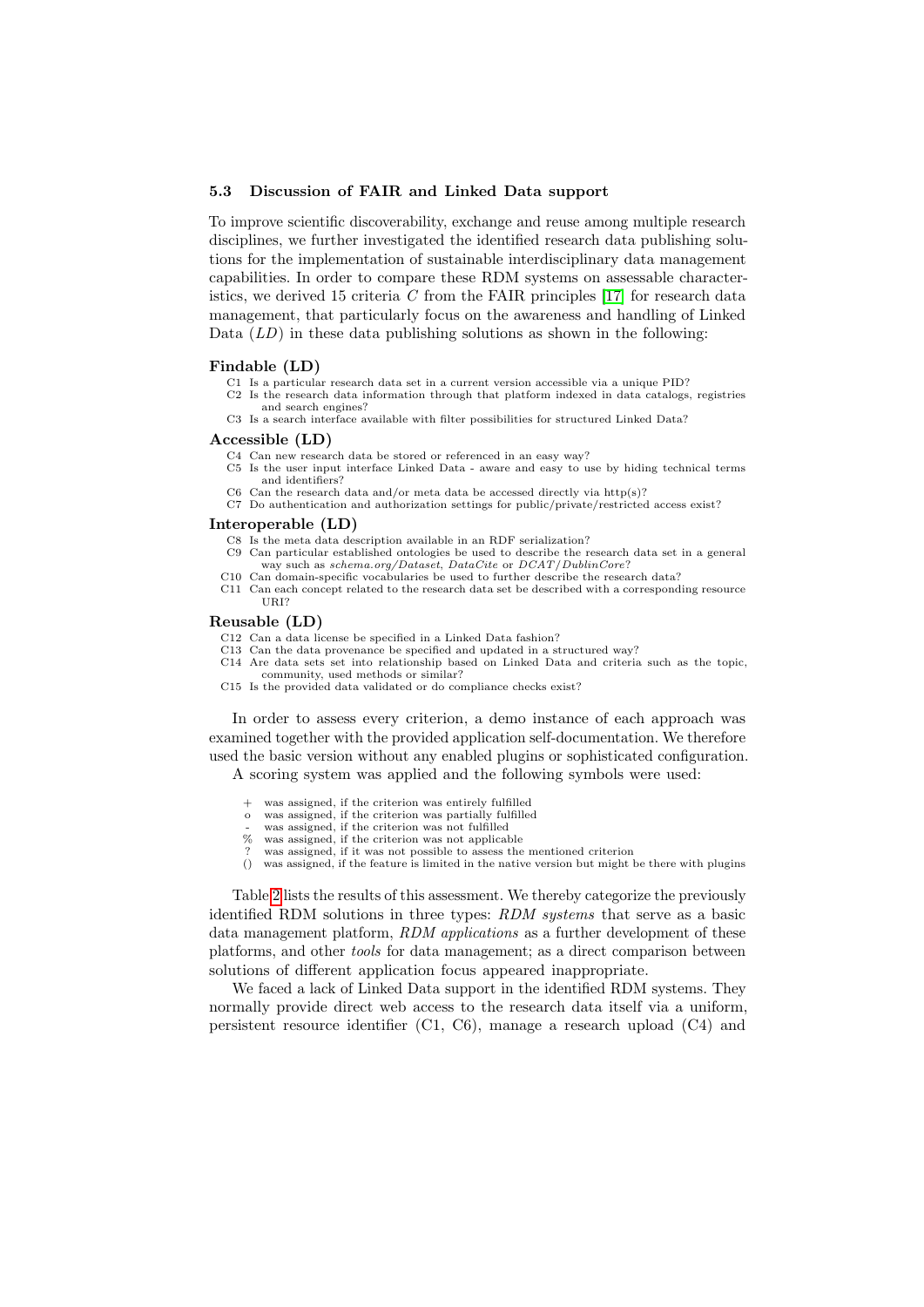### 5.3 Discussion of FAIR and Linked Data support

To improve scientific discoverability, exchange and reuse among multiple research disciplines, we further investigated the identified research data publishing solutions for the implementation of sustainable interdisciplinary data management capabilities. In order to compare these RDM systems on assessable characteristics, we derived 15 criteria $C$ from the FAIR principles [17] for research data management, that particularly focus on the awareness and handling of Linked Data ($LD$) in these data publishing solutions as shown in the following:

**Findable (LD)**

- C1 Is a particular research data set in a current version accessible via a unique PID?
- C2 Is the research data information through that platform indexed in data catalogs, registries and search engines?
- C3 Is a search interface available with filter possibilities for structured Linked Data?

**Accessible (LD)**

- C4 Can new research data be stored or referenced in an easy way?
- C5 Is the user input interface Linked Data - aware and easy to use by hiding technical terms and identifiers?
- C6 Can the research data and/or meta data be accessed directly via http(s)?
- C7 Do authentication and authorization settings for public/private/restricted access exist?

**Interoperable (LD)**

- C8 Is the meta data description available in an RDF serialization?
- C9 Can particular established ontologies be used to describe the research data set in a general way such as *schema.org/Dataset*, *DataCite* or *DCAT/DublinCore*?
- C10 Can domain-specific vocabularies be used to further describe the research data?
- C11 Can each concept related to the research data set be described with a corresponding resource URI?

**Reusable (LD)**

- C12 Can a data license be specified in a Linked Data fashion?
- C13 Can the data provenance be specified and updated in a structured way?
- C14 Are data sets set into relationship based on Linked Data and criteria such as the topic, community, used methods or similar?
- C15 Is the provided data validated or do compliance checks exist?

In order to assess every criterion, a demo instance of each approach was examined together with the provided application self-documentation. We therefore used the basic version without any enabled plugins or sophisticated configuration.

A scoring system was applied and the following symbols were used:

- \+ was assigned, if the criterion was entirely fulfilled
- o was assigned, if the criterion was partially fulfilled
- \- was assigned, if the criterion was not fulfilled
- % was assigned, if the criterion was not applicable
- ? was assigned, if it was not possible to assess the mentioned criterion
- () was assigned, if the feature is limited in the native version but might be there with plugins

Table 2 lists the results of this assessment. We thereby categorize the previously identified RDM solutions in three types: *RDM systems* that serve as a basic data management platform, *RDM applications* as a further development of these platforms, and other *tools* for data management; as a direct comparison between solutions of different application focus appeared inappropriate.

We faced a lack of Linked Data support in the identified RDM systems. They normally provide direct web access to the research data itself via a uniform, persistent resource identifier (C1, C6), manage a research upload (C4) and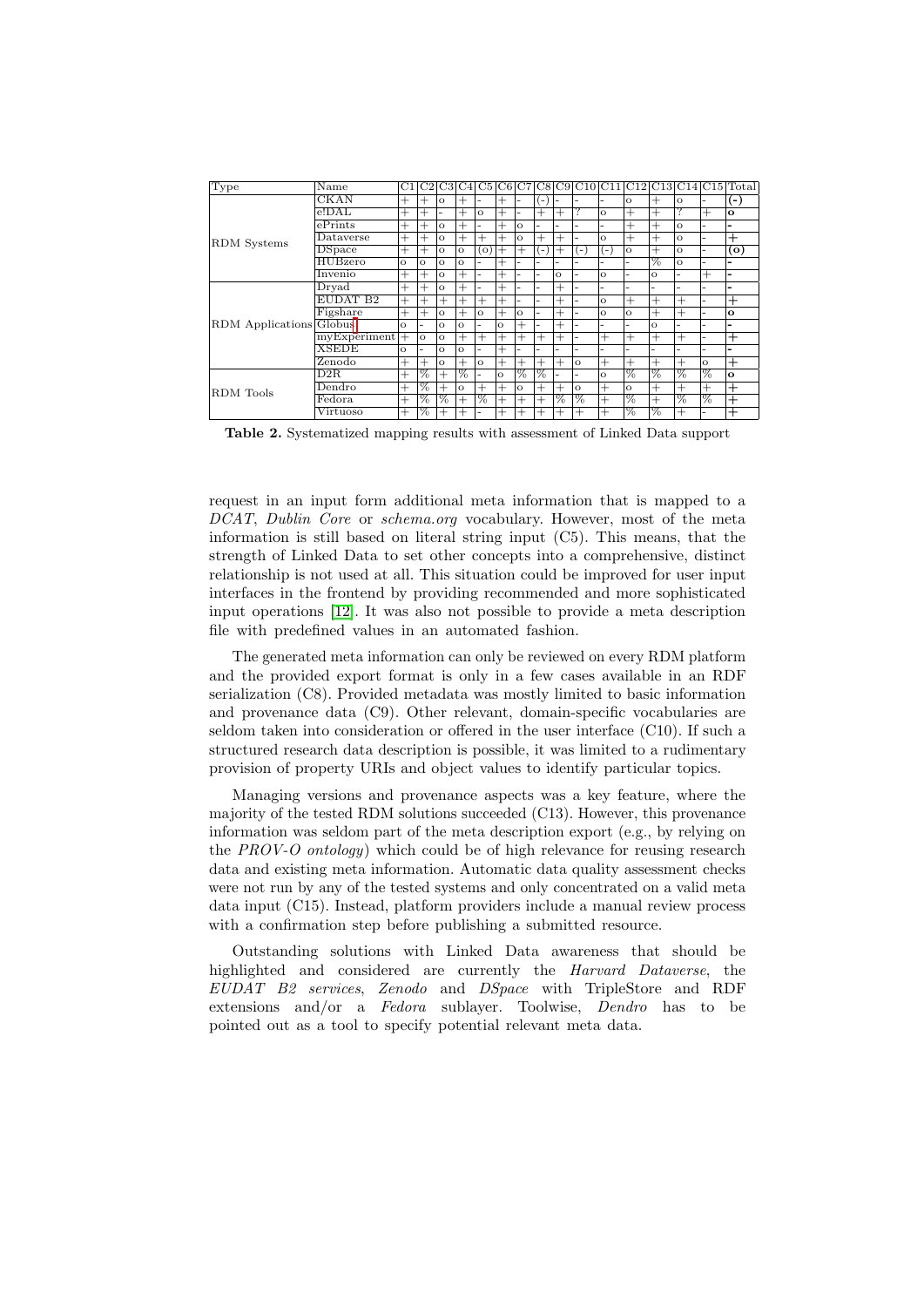| Type | Name | C1 | C2 | C3 | C4 | C5 | C6 | C7 | C8 | C9 | C10 | C11 | C12 | C13 | C14 | C15 | Total |
|---|---|---|---|---|---|---|---|---|---|---|---|---|---|---|---|---|---|
| RDM Systems | CKAN | + | + | o | + | - | + | - | (-) | - | - | - | o | + | o | - | **(-)** |
| | e!DAL | + | + | - | + | o | + | - | + | + | ? | o | + | + | ? | + | **o** |
| | ePrints | + | + | o | + | - | + | o | - | - | - | - | + | + | o | - | **-** |
| | Dataverse | + | + | o | + | + | + | o | + | + | - | o | + | + | o | - | **+** |
| | DSpace | + | + | o | o | (o) | + | + | (-) | + | (-) | (-) | o | + | o | - | **(o)** |
| | HUBzero | o | o | o | o | - | + | - | - | - | - | - | - | % | o | - | **-** |
| | Invenio | + | + | o | + | - | + | - | - | o | - | o | - | o | - | + | **-** |
| RDM Applications | Dryad | + | + | o | + | - | + | - | - | + | - | - | - | - | - | - | **-** |
| | EUDAT B2 | + | + | + | + | + | + | - | - | + | - | o | + | + | + | - | **+** |
| | Figshare | + | + | o | + | o | + | o | - | + | - | o | o | + | + | - | **o** |
| | Globus | o | - | o | o | - | o | + | - | + | - | - | - | o | - | - | **-** |
| | myExperiment | + | o | o | + | + | + | + | + | + | - | + | + | + | + | - | **+** |
| | XSEDE | o | - | o | o | - | + | - | - | - | - | - | - | - | - | - | **-** |
| | Zenodo | + | + | o | + | o | + | + | + | + | o | + | + | + | + | o | **+** |
| RDM Tools | D2R | + | % | + | % | - | o | % | % | - | - | o | % | % | % | % | **o** |
| | Dendro | + | % | + | o | + | + | o | + | + | o | + | o | + | + | + | **+** |
| | Fedora | + | % | % | + | % | + | + | + | % | % | + | % | + | % | % | **+** |
| | Virtuoso | + | % | + | + | - | + | + | + | + | + | + | % | % | + | - | **+** |

**Table 2.** Systematized mapping results with assessment of Linked Data support

request in an input form additional meta information that is mapped to a *DCAT*, *Dublin Core* or *schema.org* vocabulary. However, most of the meta information is still based on literal string input (C5). This means, that the strength of Linked Data to set other concepts into a comprehensive, distinct relationship is not used at all. This situation could be improved for user input interfaces in the frontend by providing recommended and more sophisticated input operations [12]. It was also not possible to provide a meta description file with predefined values in an automated fashion.

The generated meta information can only be reviewed on every RDM platform and the provided export format is only in a few cases available in an RDF serialization (C8). Provided metadata was mostly limited to basic information and provenance data (C9). Other relevant, domain-specific vocabularies are seldom taken into consideration or offered in the user interface (C10). If such a structured research data description is possible, it was limited to a rudimentary provision of property URIs and object values to identify particular topics.

Managing versions and provenance aspects was a key feature, where the majority of the tested RDM solutions succeeded (C13). However, this provenance information was seldom part of the meta description export (e.g., by relying on the *PROV-O ontology*) which could be of high relevance for reusing research data and existing meta information. Automatic data quality assessment checks were not run by any of the tested systems and only concentrated on a valid meta data input (C15). Instead, platform providers include a manual review process with a confirmation step before publishing a submitted resource.

Outstanding solutions with Linked Data awareness that should be highlighted and considered are currently the *Harvard Dataverse*, the *EUDAT B2 services*, *Zenodo* and *DSpace* with TripleStore and RDF extensions and/or a *Fedora* sublayer. Toolwise, *Dendro* has to be pointed out as a tool to specify potential relevant meta data.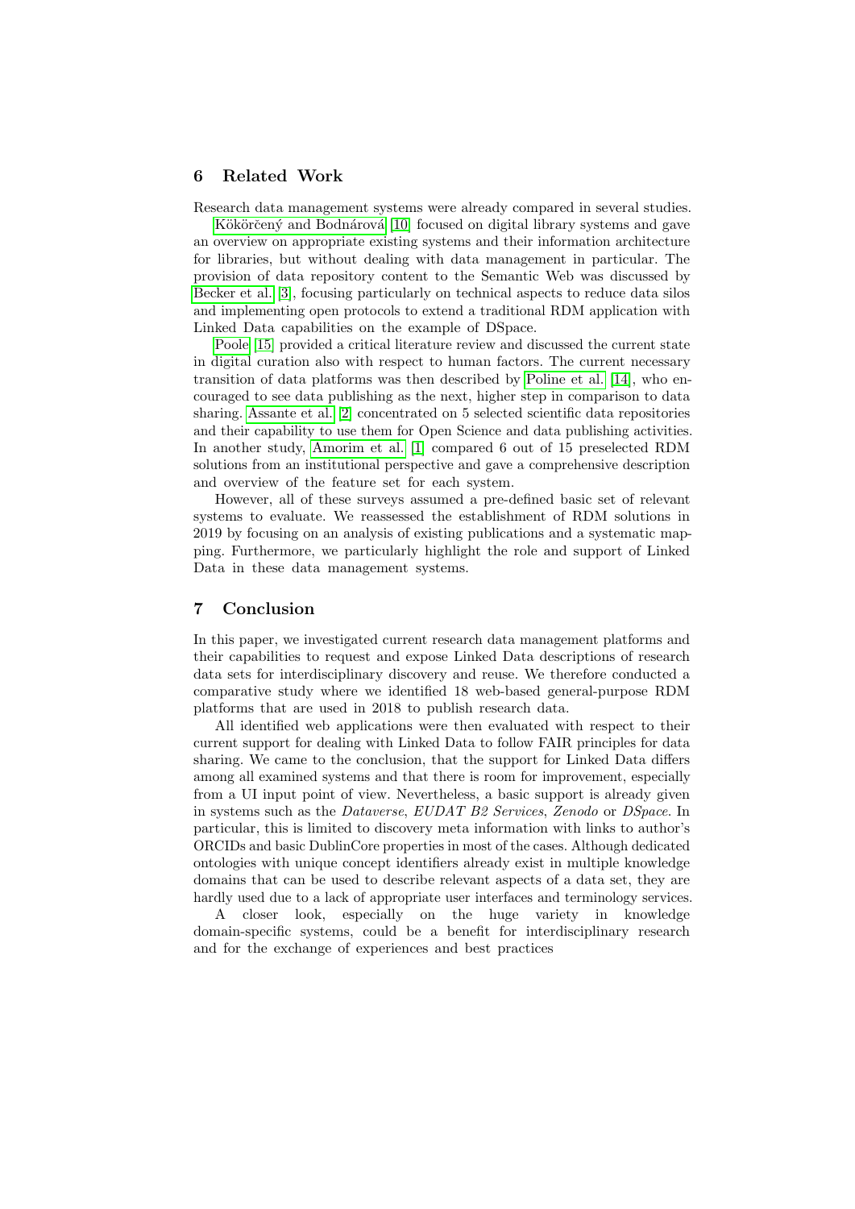## 6 Related Work

Research data management systems were already compared in several studies. Kökörčený and Bodnárová [10] focused on digital library systems and gave an overview on appropriate existing systems and their information architecture for libraries, but without dealing with data management in particular. The provision of data repository content to the Semantic Web was discussed by Becker et al. [3], focusing particularly on technical aspects to reduce data silos and implementing open protocols to extend a traditional RDM application with Linked Data capabilities on the example of DSpace.

Poole [15] provided a critical literature review and discussed the current state in digital curation also with respect to human factors. The current necessary transition of data platforms was then described by Poline et al. [14], who encouraged to see data publishing as the next, higher step in comparison to data sharing. Assante et al. [2] concentrated on 5 selected scientific data repositories and their capability to use them for Open Science and data publishing activities. In another study, Amorim et al. [1] compared 6 out of 15 preselected RDM solutions from an institutional perspective and gave a comprehensive description and overview of the feature set for each system.

However, all of these surveys assumed a pre-defined basic set of relevant systems to evaluate. We reassessed the establishment of RDM solutions in 2019 by focusing on an analysis of existing publications and a systematic mapping. Furthermore, we particularly highlight the role and support of Linked Data in these data management systems.

## 7 Conclusion

In this paper, we investigated current research data management platforms and their capabilities to request and expose Linked Data descriptions of research data sets for interdisciplinary discovery and reuse. We therefore conducted a comparative study where we identified 18 web-based general-purpose RDM platforms that are used in 2018 to publish research data.

All identified web applications were then evaluated with respect to their current support for dealing with Linked Data to follow FAIR principles for data sharing. We came to the conclusion, that the support for Linked Data differs among all examined systems and that there is room for improvement, especially from a UI input point of view. Nevertheless, a basic support is already given in systems such as the *Dataverse*, *EUDAT B2 Services*, *Zenodo* or *DSpace*. In particular, this is limited to discovery meta information with links to author's ORCIDs and basic DublinCore properties in most of the cases. Although dedicated ontologies with unique concept identifiers already exist in multiple knowledge domains that can be used to describe relevant aspects of a data set, they are hardly used due to a lack of appropriate user interfaces and terminology services.

A closer look, especially on the huge variety in knowledge domain-specific systems, could be a benefit for interdisciplinary research and for the exchange of experiences and best practices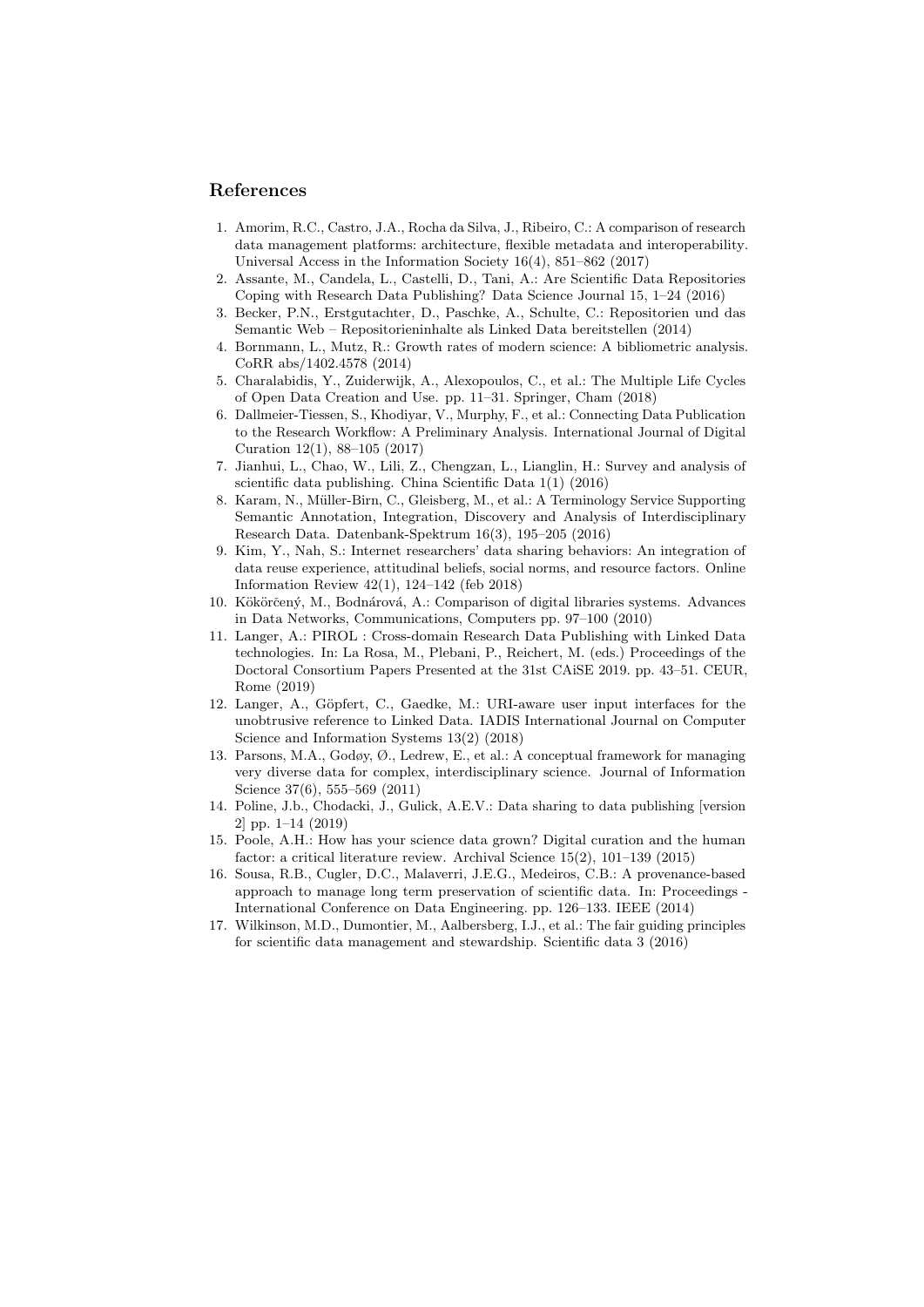## References

1. Amorim, R.C., Castro, J.A., Rocha da Silva, J., Ribeiro, C.: A comparison of research data management platforms: architecture, flexible metadata and interoperability. Universal Access in the Information Society 16(4), 851–862 (2017)
2. Assante, M., Candela, L., Castelli, D., Tani, A.: Are Scientific Data Repositories Coping with Research Data Publishing? Data Science Journal 15, 1–24 (2016)
3. Becker, P.N., Erstgutachter, D., Paschke, A., Schulte, C.: Repositorien und das Semantic Web – Repositorieninhalte als Linked Data bereitstellen (2014)
4. Bornmann, L., Mutz, R.: Growth rates of modern science: A bibliometric analysis. CoRR abs/1402.4578 (2014)
5. Charalabidis, Y., Zuiderwijk, A., Alexopoulos, C., et al.: The Multiple Life Cycles of Open Data Creation and Use. pp. 11–31. Springer, Cham (2018)
6. Dallmeier-Tiessen, S., Khodiyar, V., Murphy, F., et al.: Connecting Data Publication to the Research Workflow: A Preliminary Analysis. International Journal of Digital Curation 12(1), 88–105 (2017)
7. Jianhui, L., Chao, W., Lili, Z., Chengzan, L., Lianglin, H.: Survey and analysis of scientific data publishing. China Scientific Data 1(1) (2016)
8. Karam, N., Müller-Birn, C., Gleisberg, M., et al.: A Terminology Service Supporting Semantic Annotation, Integration, Discovery and Analysis of Interdisciplinary Research Data. Datenbank-Spektrum 16(3), 195–205 (2016)
9. Kim, Y., Nah, S.: Internet researchers' data sharing behaviors: An integration of data reuse experience, attitudinal beliefs, social norms, and resource factors. Online Information Review 42(1), 124–142 (feb 2018)
10. Kökörčený, M., Bodnárová, A.: Comparison of digital libraries systems. Advances in Data Networks, Communications, Computers pp. 97–100 (2010)
11. Langer, A.: PIROL : Cross-domain Research Data Publishing with Linked Data technologies. In: La Rosa, M., Plebani, P., Reichert, M. (eds.) Proceedings of the Doctoral Consortium Papers Presented at the 31st CAiSE 2019. pp. 43–51. CEUR, Rome (2019)
12. Langer, A., Göpfert, C., Gaedke, M.: URI-aware user input interfaces for the unobtrusive reference to Linked Data. IADIS International Journal on Computer Science and Information Systems 13(2) (2018)
13. Parsons, M.A., Godøy, Ø., Ledrew, E., et al.: A conceptual framework for managing very diverse data for complex, interdisciplinary science. Journal of Information Science 37(6), 555–569 (2011)
14. Poline, J.b., Chodacki, J., Gulick, A.E.V.: Data sharing to data publishing [version 2] pp. 1–14 (2019)
15. Poole, A.H.: How has your science data grown? Digital curation and the human factor: a critical literature review. Archival Science 15(2), 101–139 (2015)
16. Sousa, R.B., Cugler, D.C., Malaverri, J.E.G., Medeiros, C.B.: A provenance-based approach to manage long term preservation of scientific data. In: Proceedings - International Conference on Data Engineering. pp. 126–133. IEEE (2014)
17. Wilkinson, M.D., Dumontier, M., Aalbersberg, I.J., et al.: The fair guiding principles for scientific data management and stewardship. Scientific data 3 (2016)